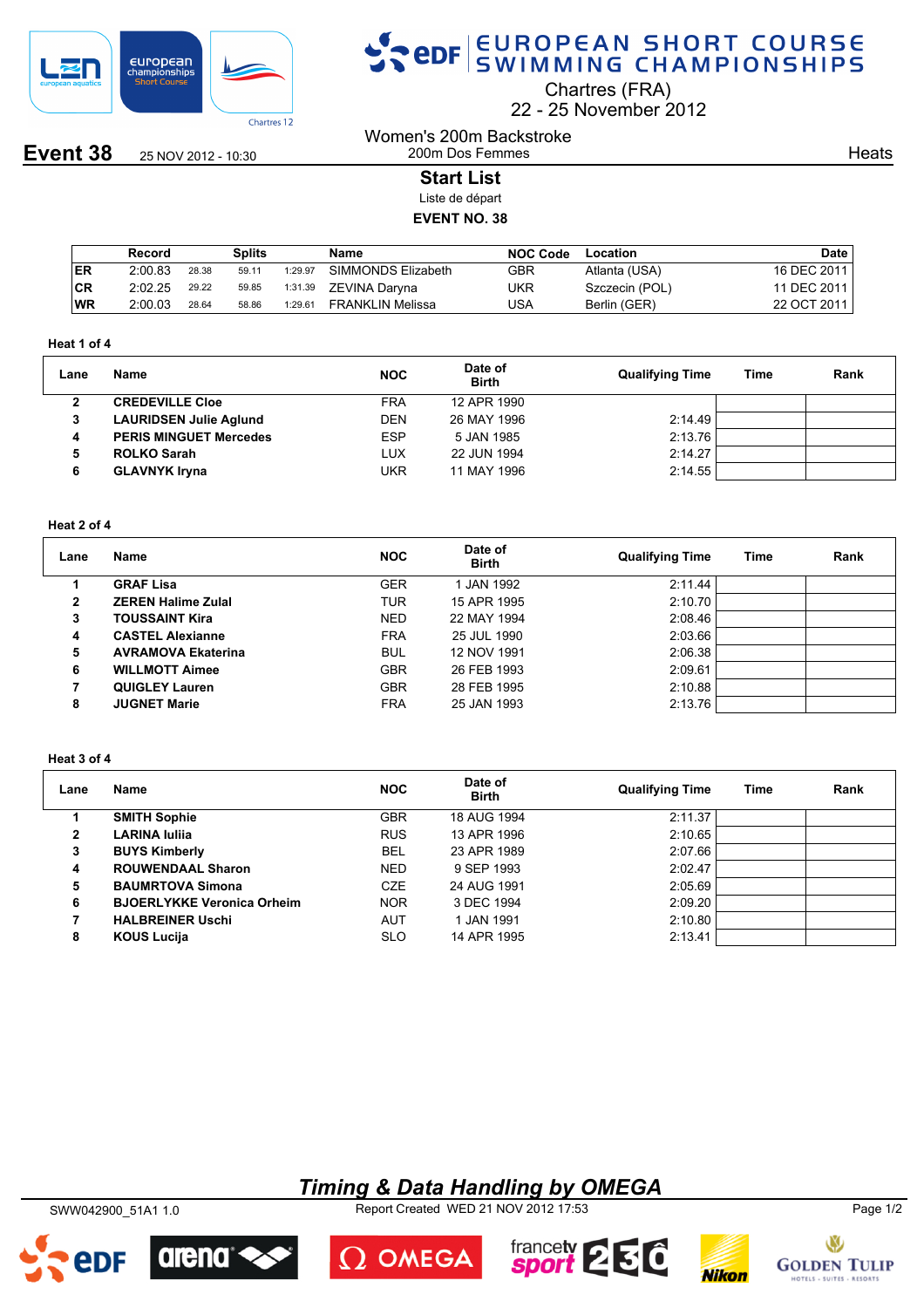# EUROPEAN SHORT COURSE SWIMMING CHAMPIONSHIPS

Chartres (FRA)
22 - 25 November 2012

**Event 38** 25 NOV 2012 - 10:30

Women's 200m Backstroke
200m Dos Femmes

Heats

## Start List

Liste de départ

**EVENT NO. 38**

| | Record | Splits | | | Name | NOC Code | Location | Date |
|---|---|---|---|---|---|---|---|---|
| ER | 2:00.83 | 28.38 | 59.11 | 1:29.97 | SIMMONDS Elizabeth | GBR | Atlanta (USA) | 16 DEC 2011 |
| CR | 2:02.25 | 29.22 | 59.85 | 1:31.39 | ZEVINA Daryna | UKR | Szczecin (POL) | 11 DEC 2011 |
| WR | 2:00.03 | 28.64 | 58.86 | 1:29.61 | FRANKLIN Melissa | USA | Berlin (GER) | 22 OCT 2011 |

### Heat 1 of 4

| Lane | Name | NOC | Date of Birth | Qualifying Time | Time | Rank |
|---|---|---|---|---|---|---|
| 2 | **CREDEVILLE Cloe** | FRA | 12 APR 1990 | | | |
| 3 | **LAURIDSEN Julie Aglund** | DEN | 26 MAY 1996 | 2:14.49 | | |
| 4 | **PERIS MINGUET Mercedes** | ESP | 5 JAN 1985 | 2:13.76 | | |
| 5 | **ROLKO Sarah** | LUX | 22 JUN 1994 | 2:14.27 | | |
| 6 | **GLAVNYK Iryna** | UKR | 11 MAY 1996 | 2:14.55 | | |

### Heat 2 of 4

| Lane | Name | NOC | Date of Birth | Qualifying Time | Time | Rank |
|---|---|---|---|---|---|---|
| 1 | **GRAF Lisa** | GER | 1 JAN 1992 | 2:11.44 | | |
| 2 | **ZEREN Halime Zulal** | TUR | 15 APR 1995 | 2:10.70 | | |
| 3 | **TOUSSAINT Kira** | NED | 22 MAY 1994 | 2:08.46 | | |
| 4 | **CASTEL Alexianne** | FRA | 25 JUL 1990 | 2:03.66 | | |
| 5 | **AVRAMOVA Ekaterina** | BUL | 12 NOV 1991 | 2:06.38 | | |
| 6 | **WILLMOTT Aimee** | GBR | 26 FEB 1993 | 2:09.61 | | |
| 7 | **QUIGLEY Lauren** | GBR | 28 FEB 1995 | 2:10.88 | | |
| 8 | **JUGNET Marie** | FRA | 25 JAN 1993 | 2:13.76 | | |

### Heat 3 of 4

| Lane | Name | NOC | Date of Birth | Qualifying Time | Time | Rank |
|---|---|---|---|---|---|---|
| 1 | **SMITH Sophie** | GBR | 18 AUG 1994 | 2:11.37 | | |
| 2 | **LARINA Iuliia** | RUS | 13 APR 1996 | 2:10.65 | | |
| 3 | **BUYS Kimberly** | BEL | 23 APR 1989 | 2:07.66 | | |
| 4 | **ROUWENDAAL Sharon** | NED | 9 SEP 1993 | 2:02.47 | | |
| 5 | **BAUMRTOVA Simona** | CZE | 24 AUG 1991 | 2:05.69 | | |
| 6 | **BJOERLYKKE Veronica Orheim** | NOR | 3 DEC 1994 | 2:09.20 | | |
| 7 | **HALBREINER Uschi** | AUT | 1 JAN 1991 | 2:10.80 | | |
| 8 | **KOUS Lucija** | SLO | 14 APR 1995 | 2:13.41 | | |

*Timing & Data Handling by OMEGA*

SWW042900_51A1 1.0 Report Created WED 21 NOV 2012 17:53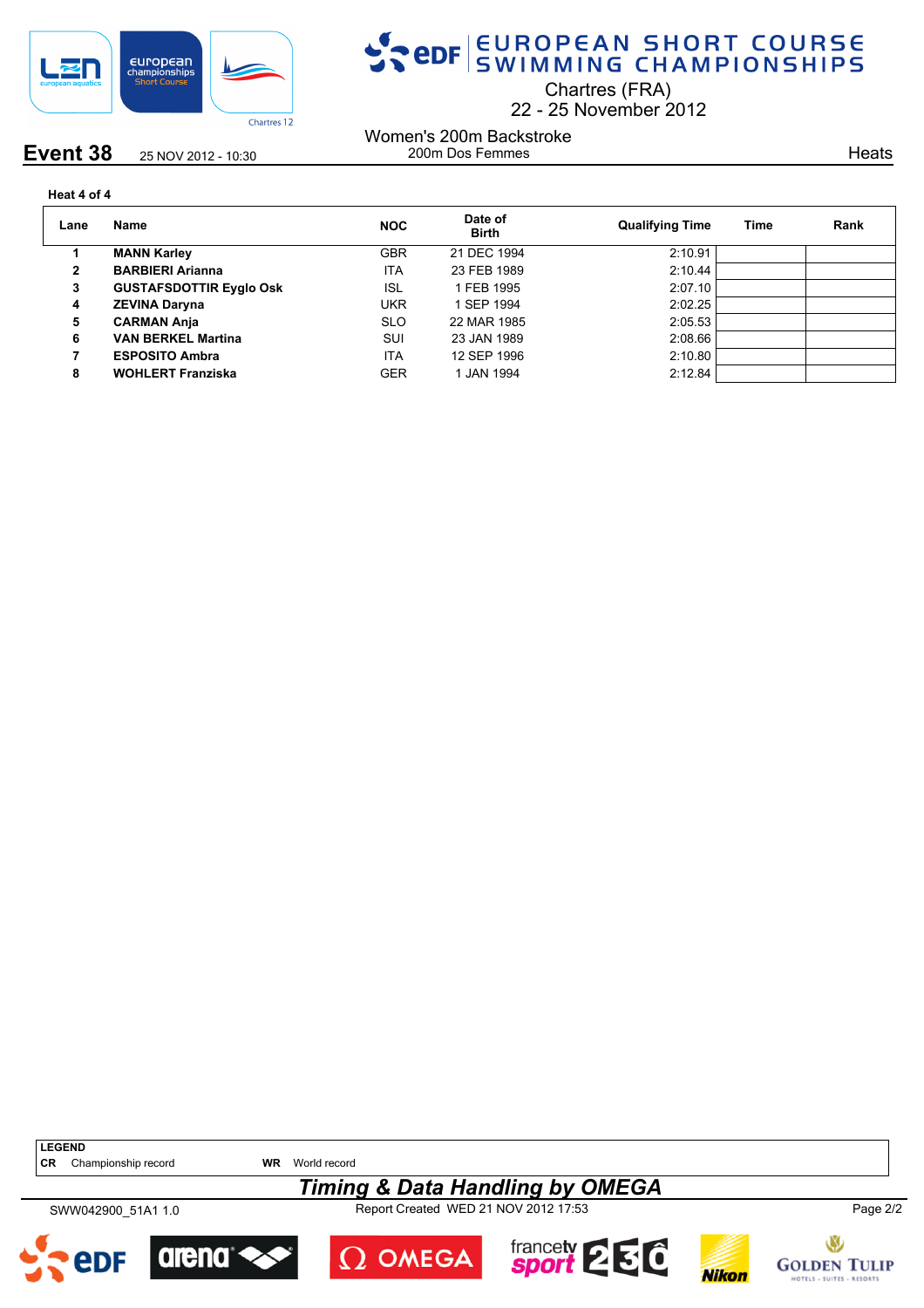# EUROPEAN SHORT COURSE SWIMMING CHAMPIONSHIPS

Chartres (FRA)
22 - 25 November 2012

**Event 38** 25 NOV 2012 - 10:30

Women's 200m Backstroke
200m Dos Femmes

Heats

**Heat 4 of 4**

| Lane | Name | NOC | Date of Birth | Qualifying Time | Time | Rank |
|---|---|---|---|---|---|---|
| 1 | **MANN Karley** | GBR | 21 DEC 1994 | 2:10.91 | | |
| 2 | **BARBIERI Arianna** | ITA | 23 FEB 1989 | 2:10.44 | | |
| 3 | **GUSTAFSDOTTIR Eyglo Osk** | ISL | 1 FEB 1995 | 2:07.10 | | |
| 4 | **ZEVINA Daryna** | UKR | 1 SEP 1994 | 2:02.25 | | |
| 5 | **CARMAN Anja** | SLO | 22 MAR 1985 | 2:05.53 | | |
| 6 | **VAN BERKEL Martina** | SUI | 23 JAN 1989 | 2:08.66 | | |
| 7 | **ESPOSITO Ambra** | ITA | 12 SEP 1996 | 2:10.80 | | |
| 8 | **WOHLERT Franziska** | GER | 1 JAN 1994 | 2:12.84 | | |

**LEGEND**

**CR** Championship record **WR** World record

***Timing & Data Handling by OMEGA***

SWW042900_51A1 1.0 Report Created WED 21 NOV 2012 17:53